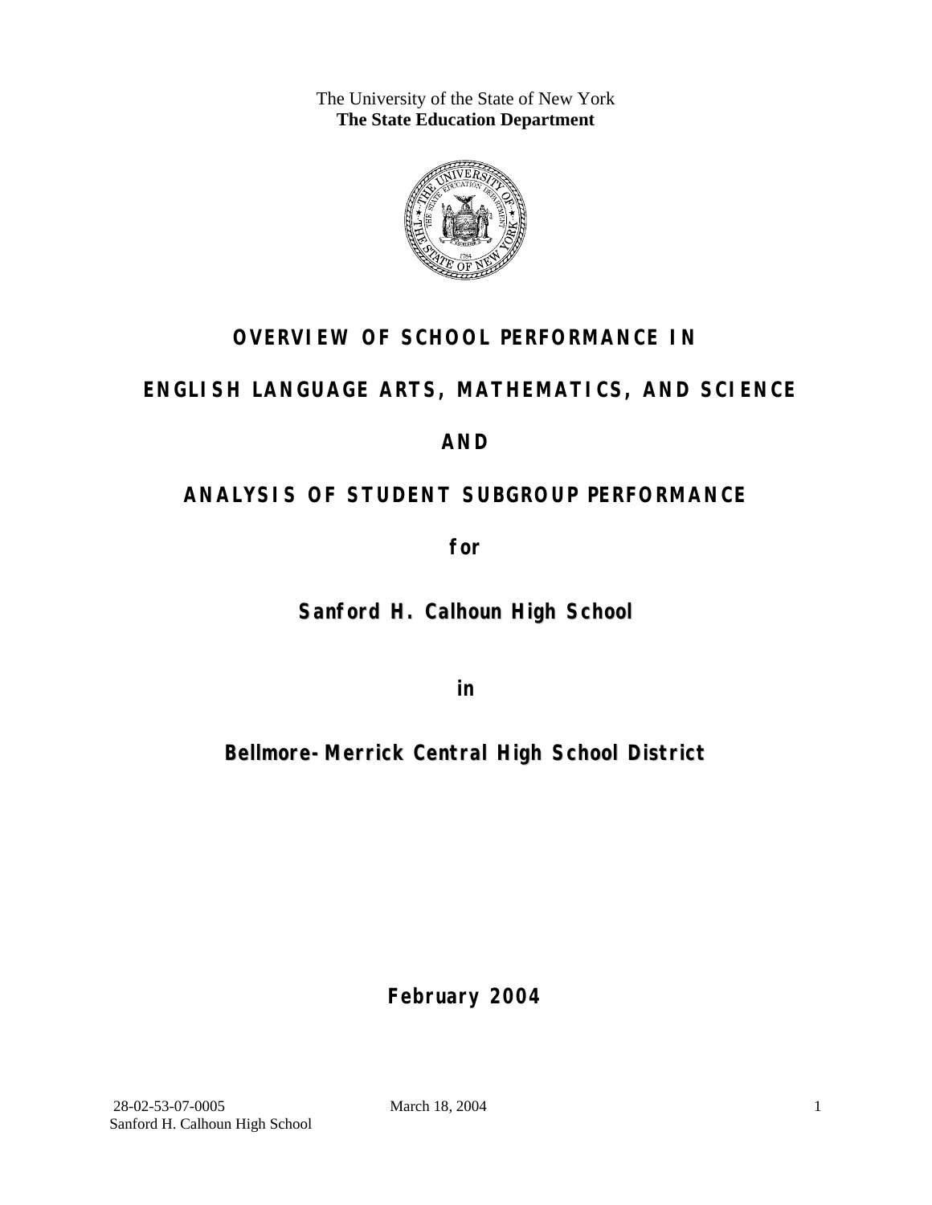The University of the State of New York
**The State Education Department**

# OVERVIEW OF SCHOOL PERFORMANCE IN

# ENGLISH LANGUAGE ARTS, MATHEMATICS, AND SCIENCE

# AND

# ANALYSIS OF STUDENT SUBGROUP PERFORMANCE

**for**

## Sanford H. Calhoun High School

**in**

## Bellmore-Merrick Central High School District

**February 2004**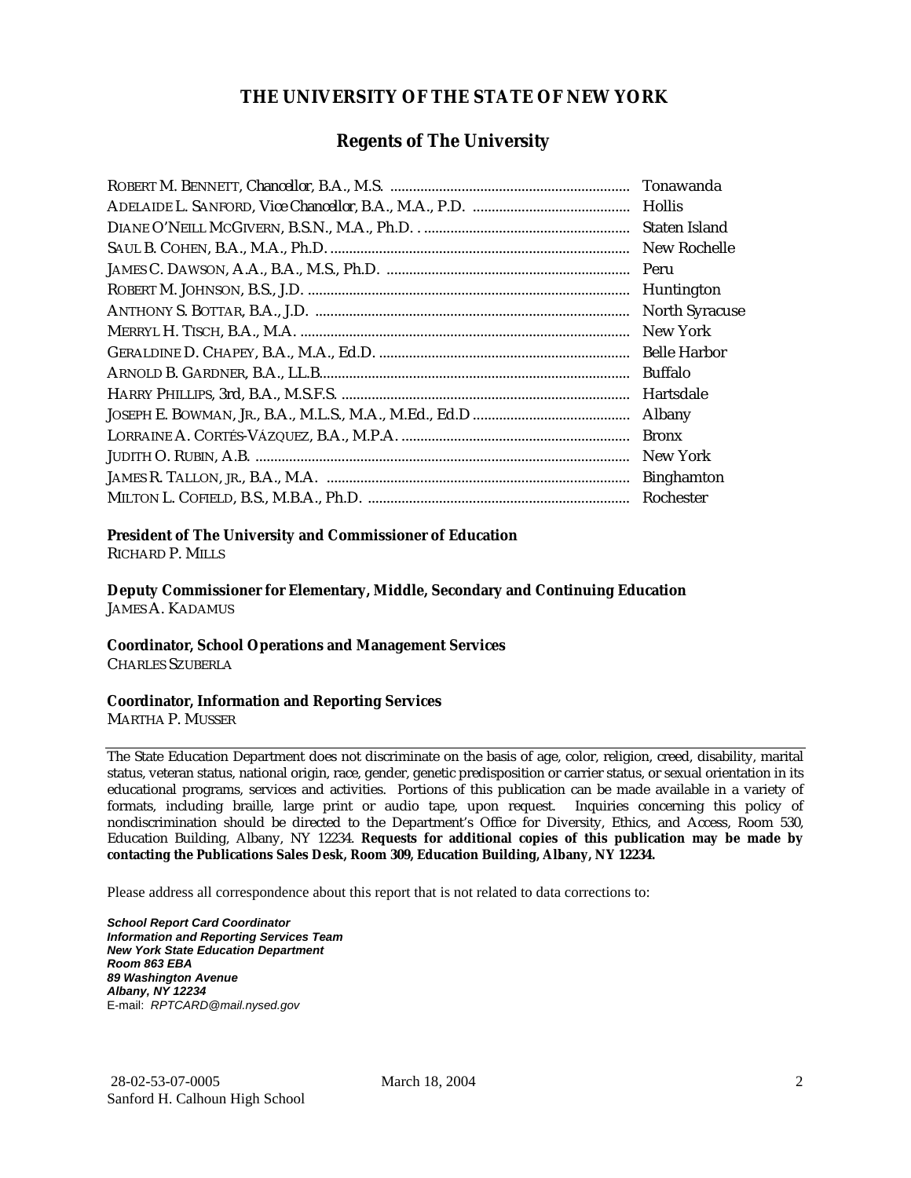# THE UNIVERSITY OF THE STATE OF NEW YORK

## Regents of The University

| | |
|---|---|
| ROBERT M. BENNETT, *Chancellor*, B.A., M.S. | Tonawanda |
| ADELAIDE L. SANFORD, *Vice Chancellor*, B.A., M.A., P.D. | Hollis |
| DIANE O'NEILL MCGIVERN, B.S.N., M.A., Ph.D. | Staten Island |
| SAUL B. COHEN, B.A., M.A., Ph.D. | New Rochelle |
| JAMES C. DAWSON, A.A., B.A., M.S., Ph.D. | Peru |
| ROBERT M. JOHNSON, B.S., J.D. | Huntington |
| ANTHONY S. BOTTAR, B.A., J.D. | North Syracuse |
| MERRYL H. TISCH, B.A., M.A. | New York |
| GERALDINE D. CHAPEY, B.A., M.A., Ed.D. | Belle Harbor |
| ARNOLD B. GARDNER, B.A., LL.B. | Buffalo |
| HARRY PHILLIPS, 3rd, B.A., M.S.F.S. | Hartsdale |
| JOSEPH E. BOWMAN, JR., B.A., M.L.S., M.A., M.Ed., Ed.D | Albany |
| LORRAINE A. CORTÉS-VÁZQUEZ, B.A., M.P.A. | Bronx |
| JUDITH O. RUBIN, A.B. | New York |
| JAMES R. TALLON, JR., B.A., M.A. | Binghamton |
| MILTON L. COFIELD, B.S., M.B.A., Ph.D. | Rochester |

**President of The University and Commissioner of Education**
RICHARD P. MILLS

**Deputy Commissioner for Elementary, Middle, Secondary and Continuing Education**
JAMES A. KADAMUS

**Coordinator, School Operations and Management Services**
CHARLES SZUBERLA

**Coordinator, Information and Reporting Services**
MARTHA P. MUSSER

---

The State Education Department does not discriminate on the basis of age, color, religion, creed, disability, marital status, veteran status, national origin, race, gender, genetic predisposition or carrier status, or sexual orientation in its educational programs, services and activities. Portions of this publication can be made available in a variety of formats, including braille, large print or audio tape, upon request. Inquiries concerning this policy of nondiscrimination should be directed to the Department's Office for Diversity, Ethics, and Access, Room 530, Education Building, Albany, NY 12234. **Requests for additional copies of this publication may be made by contacting the Publications Sales Desk, Room 309, Education Building, Albany, NY 12234.**

Please address all correspondence about this report that is not related to data corrections to:

***School Report Card Coordinator***
***Information and Reporting Services Team***
***New York State Education Department***
***Room 863 EBA***
***89 Washington Avenue***
***Albany, NY 12234***
E-mail: *RPTCARD@mail.nysed.gov*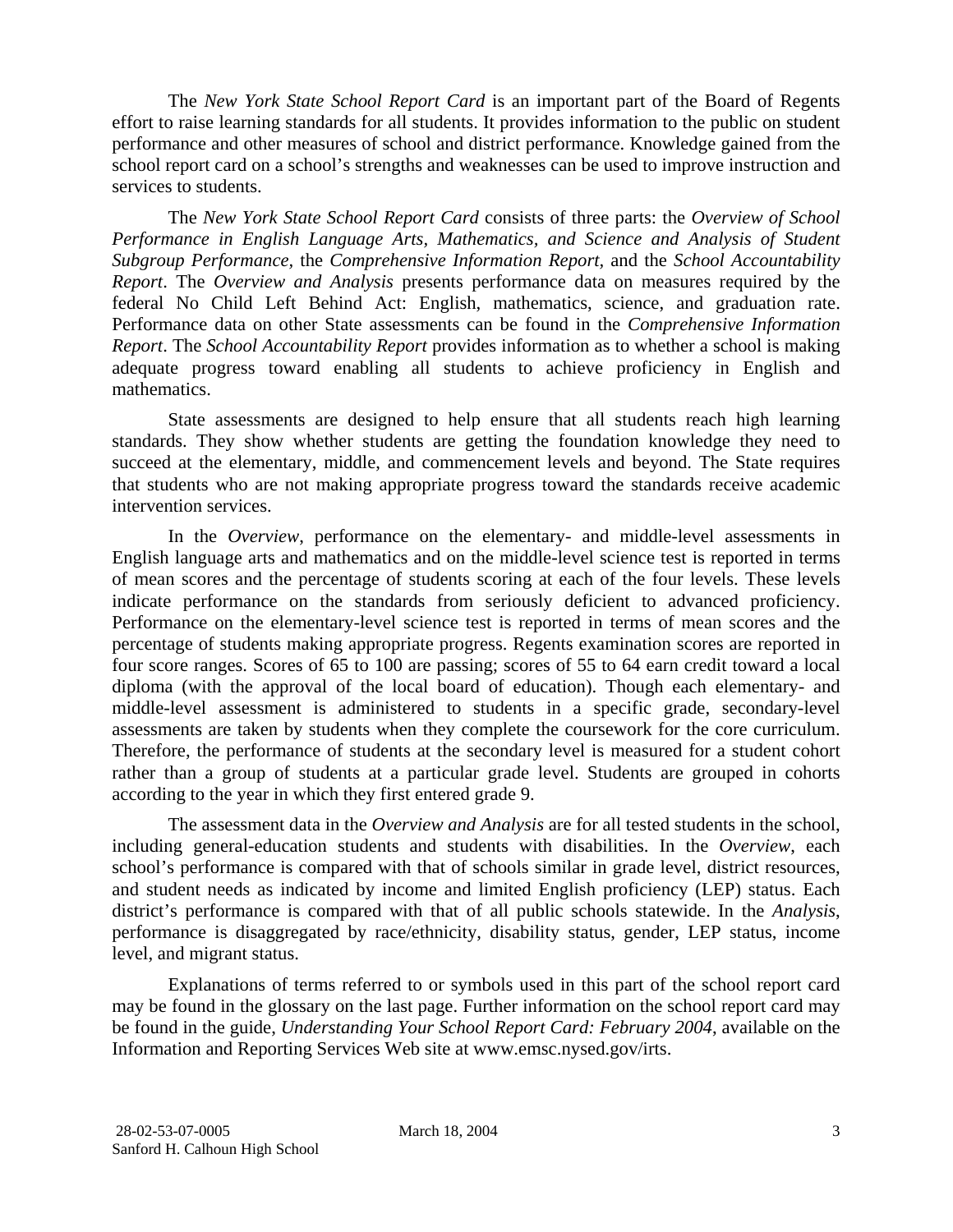The *New York State School Report Card* is an important part of the Board of Regents effort to raise learning standards for all students. It provides information to the public on student performance and other measures of school and district performance. Knowledge gained from the school report card on a school's strengths and weaknesses can be used to improve instruction and services to students.

The *New York State School Report Card* consists of three parts: the *Overview of School Performance in English Language Arts, Mathematics, and Science and Analysis of Student Subgroup Performance,* the *Comprehensive Information Report,* and the *School Accountability Report*. The *Overview and Analysis* presents performance data on measures required by the federal No Child Left Behind Act: English, mathematics, science, and graduation rate. Performance data on other State assessments can be found in the *Comprehensive Information Report*. The *School Accountability Report* provides information as to whether a school is making adequate progress toward enabling all students to achieve proficiency in English and mathematics.

State assessments are designed to help ensure that all students reach high learning standards. They show whether students are getting the foundation knowledge they need to succeed at the elementary, middle, and commencement levels and beyond. The State requires that students who are not making appropriate progress toward the standards receive academic intervention services.

In the *Overview*, performance on the elementary- and middle-level assessments in English language arts and mathematics and on the middle-level science test is reported in terms of mean scores and the percentage of students scoring at each of the four levels. These levels indicate performance on the standards from seriously deficient to advanced proficiency. Performance on the elementary-level science test is reported in terms of mean scores and the percentage of students making appropriate progress. Regents examination scores are reported in four score ranges. Scores of 65 to 100 are passing; scores of 55 to 64 earn credit toward a local diploma (with the approval of the local board of education). Though each elementary- and middle-level assessment is administered to students in a specific grade, secondary-level assessments are taken by students when they complete the coursework for the core curriculum. Therefore, the performance of students at the secondary level is measured for a student cohort rather than a group of students at a particular grade level. Students are grouped in cohorts according to the year in which they first entered grade 9.

The assessment data in the *Overview and Analysis* are for all tested students in the school, including general-education students and students with disabilities. In the *Overview*, each school's performance is compared with that of schools similar in grade level, district resources, and student needs as indicated by income and limited English proficiency (LEP) status. Each district's performance is compared with that of all public schools statewide. In the *Analysis*, performance is disaggregated by race/ethnicity, disability status, gender, LEP status, income level, and migrant status.

Explanations of terms referred to or symbols used in this part of the school report card may be found in the glossary on the last page. Further information on the school report card may be found in the guide, *Understanding Your School Report Card: February 2004*, available on the Information and Reporting Services Web site at www.emsc.nysed.gov/irts.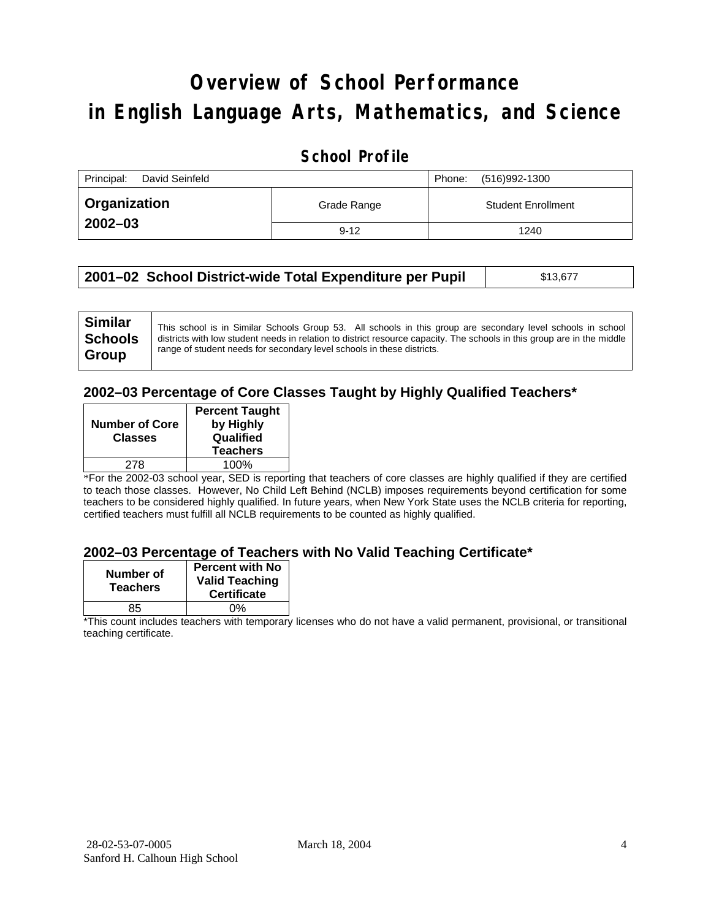# Overview of School Performance in English Language Arts, Mathematics, and Science

## School Profile

| Principal: David Seinfeld | | Phone: (516)992-1300 |
|---|---|---|
| **Organization 2002–03** | Grade Range | Student Enrollment |
| | 9-12 | 1240 |

| **2001–02 School District-wide Total Expenditure per Pupil** | $13,677 |
|---|---|

| **Similar Schools Group** | This school is in Similar Schools Group 53. All schools in this group are secondary level schools in school districts with low student needs in relation to district resource capacity. The schools in this group are in the middle range of student needs for secondary level schools in these districts. |
|---|---|

### 2002–03 Percentage of Core Classes Taught by Highly Qualified Teachers*

| Number of Core Classes | Percent Taught by Highly Qualified Teachers |
|---|---|
| 278 | 100% |

*For the 2002-03 school year, SED is reporting that teachers of core classes are highly qualified if they are certified to teach those classes. However, No Child Left Behind (NCLB) imposes requirements beyond certification for some teachers to be considered highly qualified. In future years, when New York State uses the NCLB criteria for reporting, certified teachers must fulfill all NCLB requirements to be counted as highly qualified.

### 2002–03 Percentage of Teachers with No Valid Teaching Certificate*

| Number of Teachers | Percent with No Valid Teaching Certificate |
|---|---|
| 85 | 0% |

*This count includes teachers with temporary licenses who do not have a valid permanent, provisional, or transitional teaching certificate.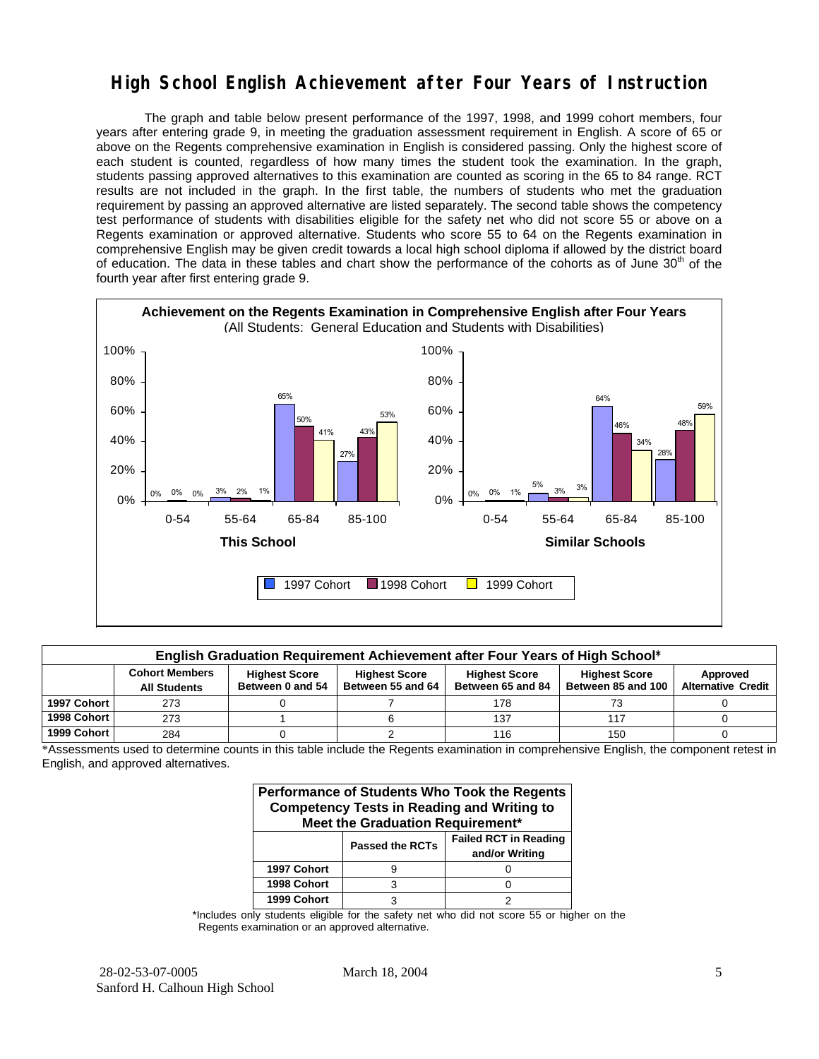# High School English Achievement after Four Years of Instruction

The graph and table below present performance of the 1997, 1998, and 1999 cohort members, four years after entering grade 9, in meeting the graduation assessment requirement in English. A score of 65 or above on the Regents comprehensive examination in English is considered passing. Only the highest score of each student is counted, regardless of how many times the student took the examination. In the graph, students passing approved alternatives to this examination are counted as scoring in the 65 to 84 range. RCT results are not included in the graph. In the first table, the numbers of students who met the graduation requirement by passing an approved alternative are listed separately. The second table shows the competency test performance of students with disabilities eligible for the safety net who did not score 55 or above on a Regents examination or approved alternative. Students who score 55 to 64 on the Regents examination in comprehensive English may be given credit towards a local high school diploma if allowed by the district board of education. The data in these tables and chart show the performance of the cohorts as of June 30th of the fourth year after first entering grade 9.

**Achievement on the Regents Examination in Comprehensive English after Four Years**
(All Students: General Education and Students with Disabilities)

**This School**

| Score Range | 1997 Cohort | 1998 Cohort | 1999 Cohort |
|---|---|---|---|
| 0-54 | 0% | 0% | 0% |
| 55-64 | 3% | 2% | 1% |
| 65-84 | 65% | 50% | 41% |
| 85-100 | 27% | 43% | 53% |

**Similar Schools**

| Score Range | 1997 Cohort | 1998 Cohort | 1999 Cohort |
|---|---|---|---|
| 0-54 | 0% | 0% | 1% |
| 55-64 | 5% | 3% | 3% |
| 65-84 | 64% | 46% | 34% |
| 85-100 | 28% | 48% | 59% |

**English Graduation Requirement Achievement after Four Years of High School***

| | Cohort Members All Students | Highest Score Between 0 and 54 | Highest Score Between 55 and 64 | Highest Score Between 65 and 84 | Highest Score Between 85 and 100 | Approved Alternative Credit |
|---|---|---|---|---|---|---|
| 1997 Cohort | 273 | 0 | 7 | 178 | 73 | 0 |
| 1998 Cohort | 273 | 1 | 6 | 137 | 117 | 0 |
| 1999 Cohort | 284 | 0 | 2 | 116 | 150 | 0 |

*Assessments used to determine counts in this table include the Regents examination in comprehensive English, the component retest in English, and approved alternatives.

**Performance of Students Who Took the Regents Competency Tests in Reading and Writing to Meet the Graduation Requirement***

| | Passed the RCTs | Failed RCT in Reading and/or Writing |
|---|---|---|
| 1997 Cohort | 9 | 0 |
| 1998 Cohort | 3 | 0 |
| 1999 Cohort | 3 | 2 |

*Includes only students eligible for the safety net who did not score 55 or higher on the Regents examination or an approved alternative.

28-02-53-07-0005 March 18, 2004
Sanford H. Calhoun High School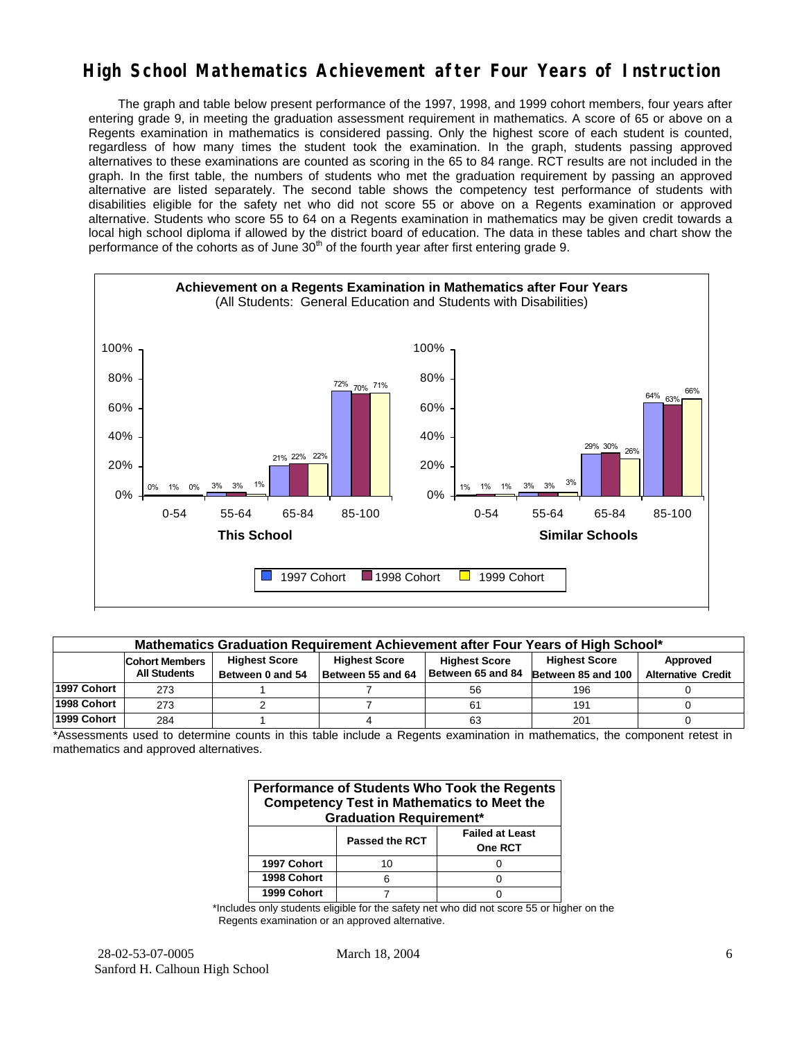# High School Mathematics Achievement after Four Years of Instruction

The graph and table below present performance of the 1997, 1998, and 1999 cohort members, four years after entering grade 9, in meeting the graduation assessment requirement in mathematics. A score of 65 or above on a Regents examination in mathematics is considered passing. Only the highest score of each student is counted, regardless of how many times the student took the examination. In the graph, students passing approved alternatives to these examinations are counted as scoring in the 65 to 84 range. RCT results are not included in the graph. In the first table, the numbers of students who met the graduation requirement by passing an approved alternative are listed separately. The second table shows the competency test performance of students with disabilities eligible for the safety net who did not score 55 or above on a Regents examination or approved alternative. Students who score 55 to 64 on a Regents examination in mathematics may be given credit towards a local high school diploma if allowed by the district board of education. The data in these tables and chart show the performance of the cohorts as of June 30th of the fourth year after first entering grade 9.

**Achievement on a Regents Examination in Mathematics after Four Years**
(All Students: General Education and Students with Disabilities)

| | This School 1997 Cohort | This School 1998 Cohort | This School 1999 Cohort | Similar Schools 1997 Cohort | Similar Schools 1998 Cohort | Similar Schools 1999 Cohort |
|---|---|---|---|---|---|---|
| 0-54 | 0% | 1% | 0% | 1% | 1% | 1% |
| 55-64 | 3% | 3% | 1% | 3% | 3% | 3% |
| 65-84 | 21% | 22% | 22% | 29% | 30% | 26% |
| 85-100 | 72% | 70% | 71% | 64% | 63% | 66% |

| Mathematics Graduation Requirement Achievement after Four Years of High School* | | | | | | |
|---|---|---|---|---|---|---|
| | Cohort Members All Students | Highest Score Between 0 and 54 | Highest Score Between 55 and 64 | Highest Score Between 65 and 84 | Highest Score Between 85 and 100 | Approved Alternative Credit |
| 1997 Cohort | 273 | 1 | 7 | 56 | 196 | 0 |
| 1998 Cohort | 273 | 2 | 7 | 61 | 191 | 0 |
| 1999 Cohort | 284 | 1 | 4 | 63 | 201 | 0 |

*Assessments used to determine counts in this table include a Regents examination in mathematics, the component retest in mathematics and approved alternatives.

| Performance of Students Who Took the Regents Competency Test in Mathematics to Meet the Graduation Requirement* | | |
|---|---|---|
| | Passed the RCT | Failed at Least One RCT |
| 1997 Cohort | 10 | 0 |
| 1998 Cohort | 6 | 0 |
| 1999 Cohort | 7 | 0 |

*Includes only students eligible for the safety net who did not score 55 or higher on the Regents examination or an approved alternative.

28-02-53-07-0005
Sanford H. Calhoun High School

March 18, 2004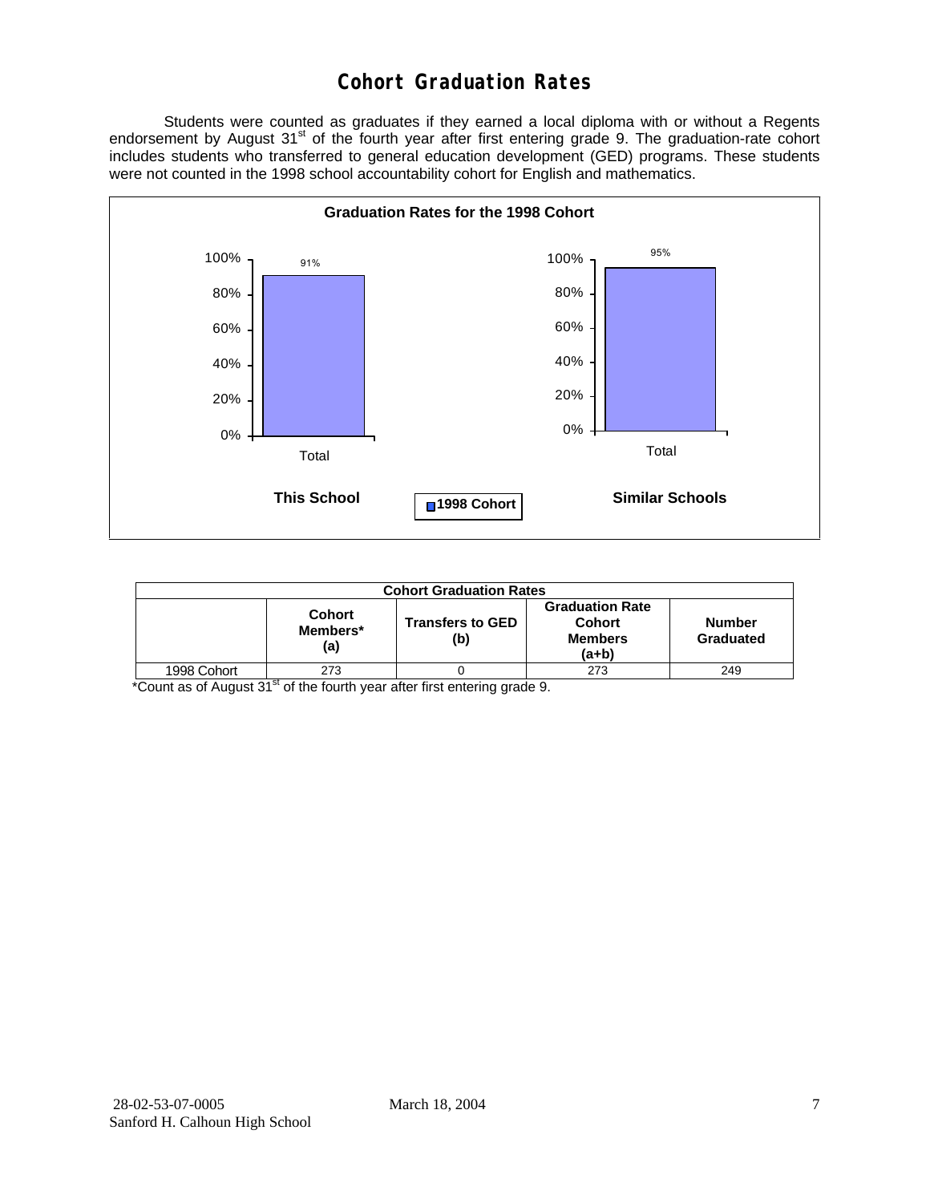# Cohort Graduation Rates

Students were counted as graduates if they earned a local diploma with or without a Regents endorsement by August 31st of the fourth year after first entering grade 9. The graduation-rate cohort includes students who transferred to general education development (GED) programs. These students were not counted in the 1998 school accountability cohort for English and mathematics.

**Graduation Rates for the 1998 Cohort**

| | This School | Similar Schools |
|---|---|---|
| Total (1998 Cohort) | 91% | 95% |

| Cohort Graduation Rates | | | | |
|---|---|---|---|---|
| | Cohort Members* (a) | Transfers to GED (b) | Graduation Rate Cohort Members (a+b) | Number Graduated |
| 1998 Cohort | 273 | 0 | 273 | 249 |

*Count as of August 31st of the fourth year after first entering grade 9.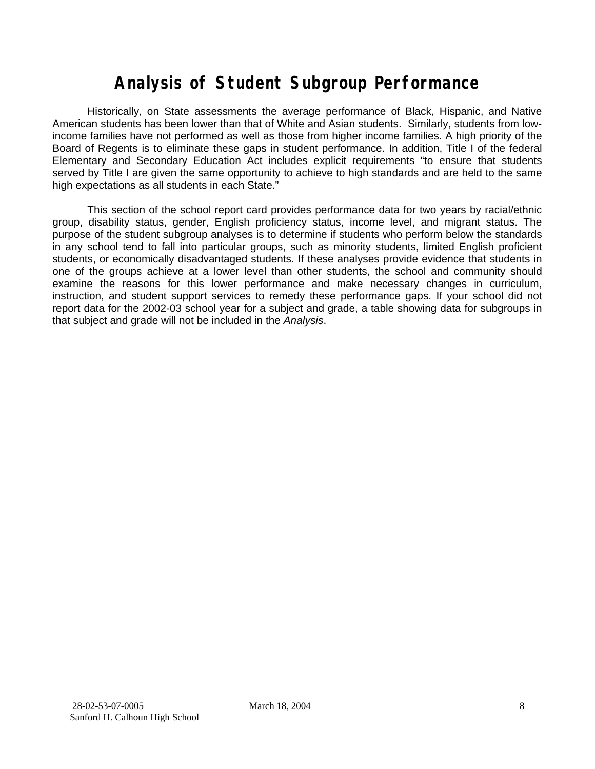# Analysis of Student Subgroup Performance

Historically, on State assessments the average performance of Black, Hispanic, and Native American students has been lower than that of White and Asian students. Similarly, students from low-income families have not performed as well as those from higher income families. A high priority of the Board of Regents is to eliminate these gaps in student performance. In addition, Title I of the federal Elementary and Secondary Education Act includes explicit requirements "to ensure that students served by Title I are given the same opportunity to achieve to high standards and are held to the same high expectations as all students in each State."

This section of the school report card provides performance data for two years by racial/ethnic group, disability status, gender, English proficiency status, income level, and migrant status. The purpose of the student subgroup analyses is to determine if students who perform below the standards in any school tend to fall into particular groups, such as minority students, limited English proficient students, or economically disadvantaged students. If these analyses provide evidence that students in one of the groups achieve at a lower level than other students, the school and community should examine the reasons for this lower performance and make necessary changes in curriculum, instruction, and student support services to remedy these performance gaps. If your school did not report data for the 2002-03 school year for a subject and grade, a table showing data for subgroups in that subject and grade will not be included in the *Analysis*.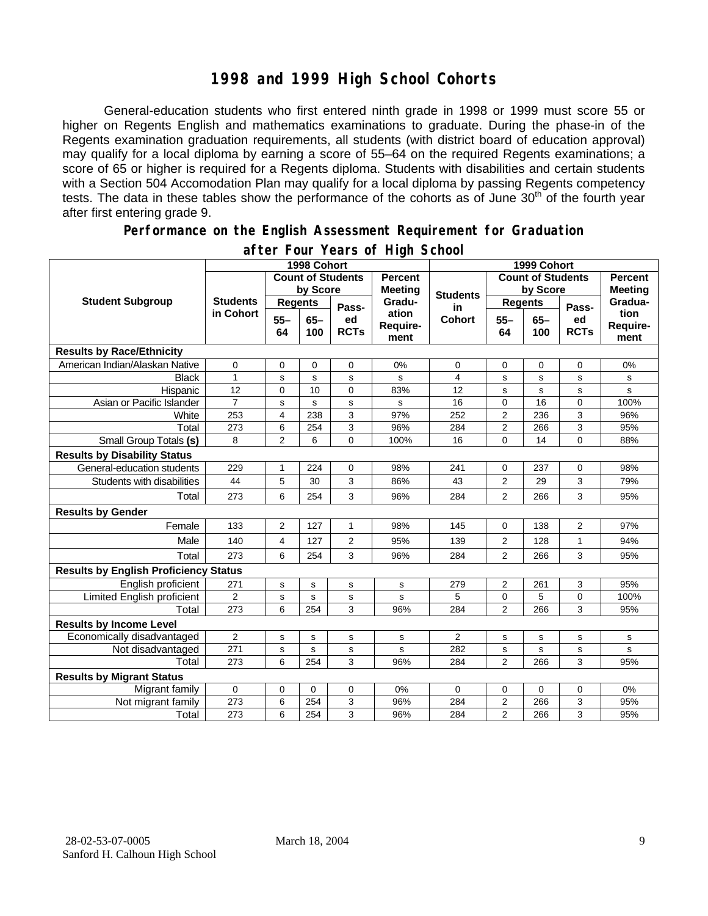# 1998 and 1999 High School Cohorts

General-education students who first entered ninth grade in 1998 or 1999 must score 55 or higher on Regents English and mathematics examinations to graduate. During the phase-in of the Regents examination graduation requirements, all students (with district board of education approval) may qualify for a local diploma by earning a score of 55–64 on the required Regents examinations; a score of 65 or higher is required for a Regents diploma. Students with disabilities and certain students with a Section 504 Accomodation Plan may qualify for a local diploma by passing Regents competency tests. The data in these tables show the performance of the cohorts as of June 30th of the fourth year after first entering grade 9.

## Performance on the English Assessment Requirement for Graduation after Four Years of High School

| Student Subgroup | 1998 Cohort | | | | | 1999 Cohort | | | | |
|---|---|---|---|---|---|---|---|---|---|---|
| | Students in Cohort | Count of Students by Score | | | Percent Meeting Graduation Requirement | Students in Cohort | Count of Students by Score | | | Percent Meeting Graduation Requirement |
| | | Regents 55–64 | Regents 65–100 | Passed RCTs | | | Regents 55–64 | Regents 65–100 | Passed RCTs | |
| **Results by Race/Ethnicity** | | | | | | | | | | |
| American Indian/Alaskan Native | 0 | 0 | 0 | 0 | 0% | 0 | 0 | 0 | 0 | 0% |
| Black | 1 | s | s | s | s | 4 | s | s | s | s |
| Hispanic | 12 | 0 | 10 | 0 | 83% | 12 | s | s | s | s |
| Asian or Pacific Islander | 7 | s | s | s | s | 16 | 0 | 16 | 0 | 100% |
| White | 253 | 4 | 238 | 3 | 97% | 252 | 2 | 236 | 3 | 96% |
| Total | 273 | 6 | 254 | 3 | 96% | 284 | 2 | 266 | 3 | 95% |
| Small Group Totals **(s)** | 8 | 2 | 6 | 0 | 100% | 16 | 0 | 14 | 0 | 88% |
| **Results by Disability Status** | | | | | | | | | | |
| General-education students | 229 | 1 | 224 | 0 | 98% | 241 | 0 | 237 | 0 | 98% |
| Students with disabilities | 44 | 5 | 30 | 3 | 86% | 43 | 2 | 29 | 3 | 79% |
| Total | 273 | 6 | 254 | 3 | 96% | 284 | 2 | 266 | 3 | 95% |
| **Results by Gender** | | | | | | | | | | |
| Female | 133 | 2 | 127 | 1 | 98% | 145 | 0 | 138 | 2 | 97% |
| Male | 140 | 4 | 127 | 2 | 95% | 139 | 2 | 128 | 1 | 94% |
| Total | 273 | 6 | 254 | 3 | 96% | 284 | 2 | 266 | 3 | 95% |
| **Results by English Proficiency Status** | | | | | | | | | | |
| English proficient | 271 | s | s | s | s | 279 | 2 | 261 | 3 | 95% |
| Limited English proficient | 2 | s | s | s | s | 5 | 0 | 5 | 0 | 100% |
| Total | 273 | 6 | 254 | 3 | 96% | 284 | 2 | 266 | 3 | 95% |
| **Results by Income Level** | | | | | | | | | | |
| Economically disadvantaged | 2 | s | s | s | s | 2 | s | s | s | s |
| Not disadvantaged | 271 | s | s | s | s | 282 | s | s | s | s |
| Total | 273 | 6 | 254 | 3 | 96% | 284 | 2 | 266 | 3 | 95% |
| **Results by Migrant Status** | | | | | | | | | | |
| Migrant family | 0 | 0 | 0 | 0 | 0% | 0 | 0 | 0 | 0 | 0% |
| Not migrant family | 273 | 6 | 254 | 3 | 96% | 284 | 2 | 266 | 3 | 95% |
| Total | 273 | 6 | 254 | 3 | 96% | 284 | 2 | 266 | 3 | 95% |

28-02-53-07-0005 March 18, 2004
Sanford H. Calhoun High School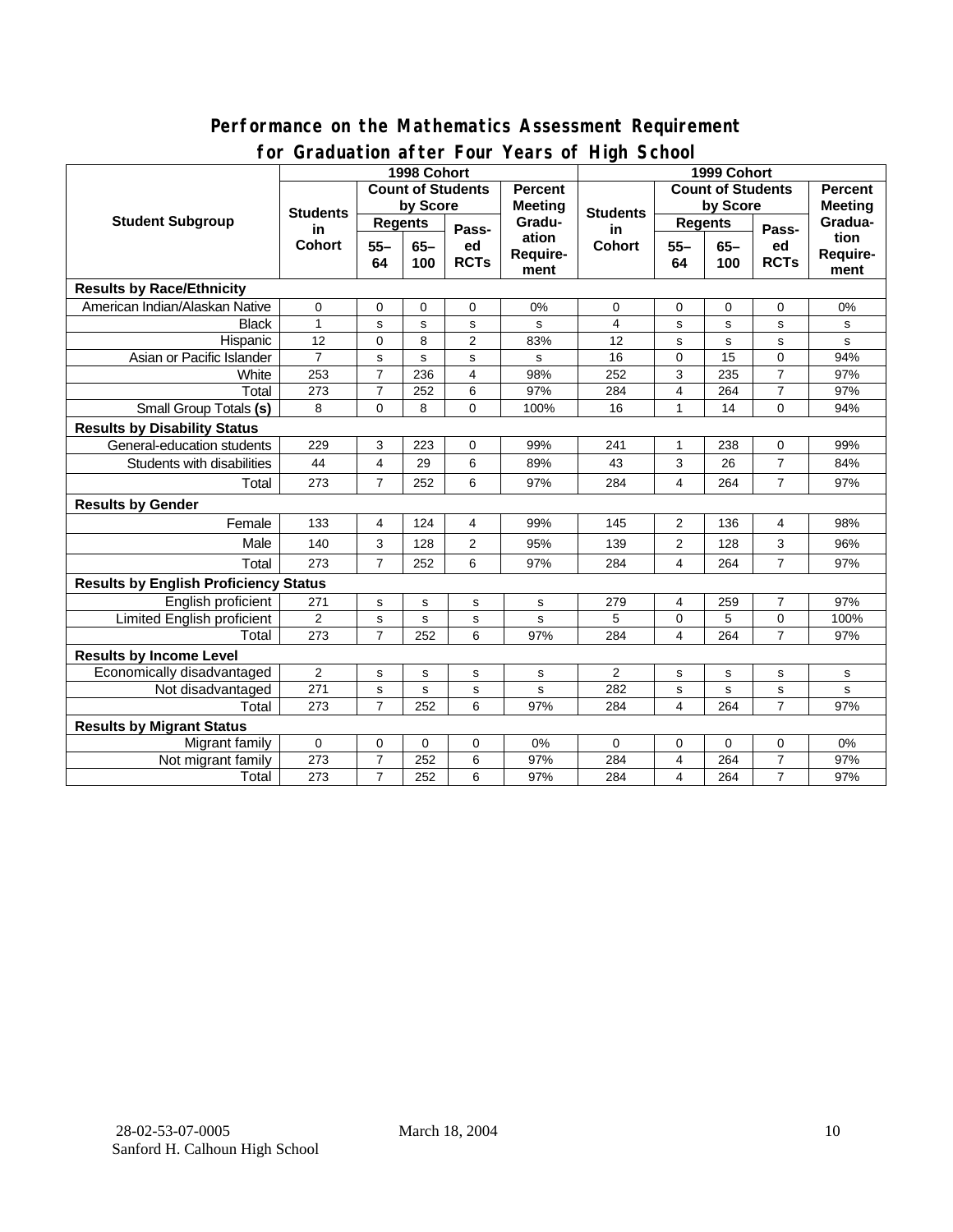## Performance on the Mathematics Assessment Requirement for Graduation after Four Years of High School

| Student Subgroup | 1998 Cohort | | | | | 1999 Cohort | | | | |
|---|---|---|---|---|---|---|---|---|---|---|
| | Students in Cohort | Count of Students by Score | | | Percent Meeting Graduation Requirement | Students in Cohort | Count of Students by Score | | | Percent Meeting Graduation Requirement |
| | | Regents | | Passed RCTs | | | Regents | | Passed RCTs | |
| | | 55–64 | 65–100 | | | | 55–64 | 65–100 | | |
| **Results by Race/Ethnicity** | | | | | | | | | | |
| American Indian/Alaskan Native | 0 | 0 | 0 | 0 | 0% | 0 | 0 | 0 | 0 | 0% |
| Black | 1 | s | s | s | s | 4 | s | s | s | s |
| Hispanic | 12 | 0 | 8 | 2 | 83% | 12 | s | s | s | s |
| Asian or Pacific Islander | 7 | s | s | s | s | 16 | 0 | 15 | 0 | 94% |
| White | 253 | 7 | 236 | 4 | 98% | 252 | 3 | 235 | 7 | 97% |
| Total | 273 | 7 | 252 | 6 | 97% | 284 | 4 | 264 | 7 | 97% |
| Small Group Totals **(s)** | 8 | 0 | 8 | 0 | 100% | 16 | 1 | 14 | 0 | 94% |
| **Results by Disability Status** | | | | | | | | | | |
| General-education students | 229 | 3 | 223 | 0 | 99% | 241 | 1 | 238 | 0 | 99% |
| Students with disabilities | 44 | 4 | 29 | 6 | 89% | 43 | 3 | 26 | 7 | 84% |
| Total | 273 | 7 | 252 | 6 | 97% | 284 | 4 | 264 | 7 | 97% |
| **Results by Gender** | | | | | | | | | | |
| Female | 133 | 4 | 124 | 4 | 99% | 145 | 2 | 136 | 4 | 98% |
| Male | 140 | 3 | 128 | 2 | 95% | 139 | 2 | 128 | 3 | 96% |
| Total | 273 | 7 | 252 | 6 | 97% | 284 | 4 | 264 | 7 | 97% |
| **Results by English Proficiency Status** | | | | | | | | | | |
| English proficient | 271 | s | s | s | s | 279 | 4 | 259 | 7 | 97% |
| Limited English proficient | 2 | s | s | s | s | 5 | 0 | 5 | 0 | 100% |
| Total | 273 | 7 | 252 | 6 | 97% | 284 | 4 | 264 | 7 | 97% |
| **Results by Income Level** | | | | | | | | | | |
| Economically disadvantaged | 2 | s | s | s | s | 2 | s | s | s | s |
| Not disadvantaged | 271 | s | s | s | s | 282 | s | s | s | s |
| Total | 273 | 7 | 252 | 6 | 97% | 284 | 4 | 264 | 7 | 97% |
| **Results by Migrant Status** | | | | | | | | | | |
| Migrant family | 0 | 0 | 0 | 0 | 0% | 0 | 0 | 0 | 0 | 0% |
| Not migrant family | 273 | 7 | 252 | 6 | 97% | 284 | 4 | 264 | 7 | 97% |
| Total | 273 | 7 | 252 | 6 | 97% | 284 | 4 | 264 | 7 | 97% |

28-02-53-07-0005 March 18, 2004
Sanford H. Calhoun High School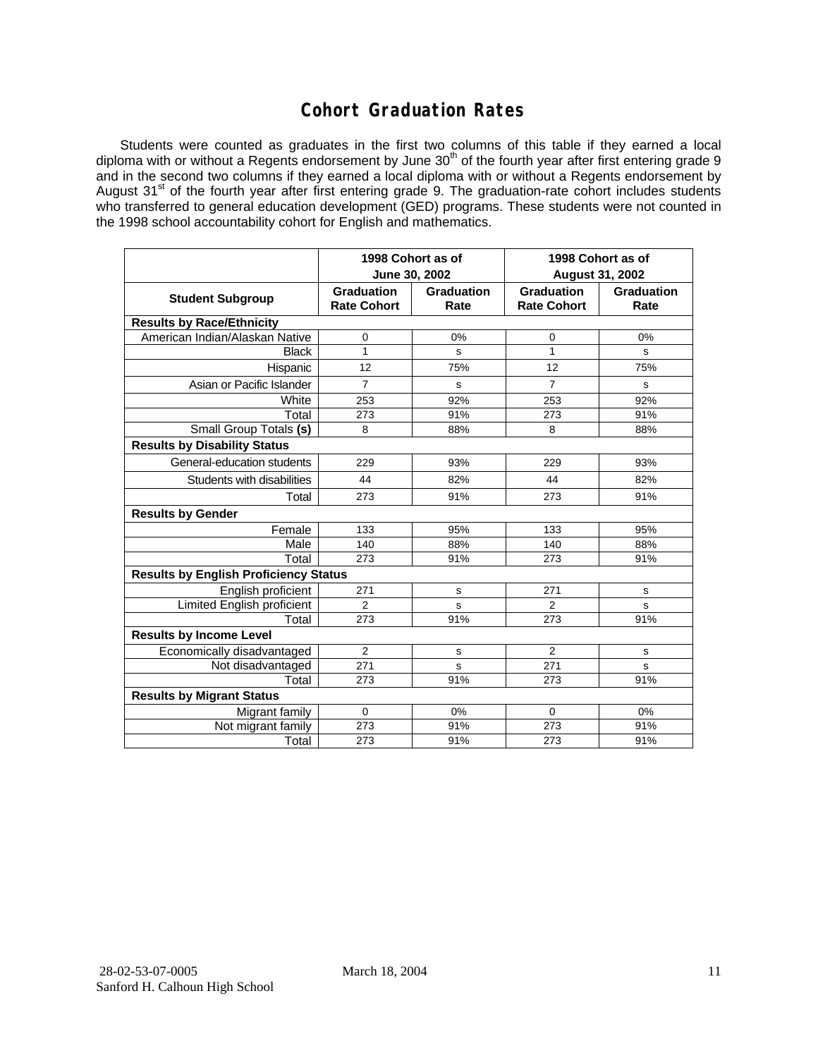# Cohort Graduation Rates

Students were counted as graduates in the first two columns of this table if they earned a local diploma with or without a Regents endorsement by June 30th of the fourth year after first entering grade 9 and in the second two columns if they earned a local diploma with or without a Regents endorsement by August 31st of the fourth year after first entering grade 9. The graduation-rate cohort includes students who transferred to general education development (GED) programs. These students were not counted in the 1998 school accountability cohort for English and mathematics.

| | 1998 Cohort as of June 30, 2002 | | 1998 Cohort as of August 31, 2002 | |
|---|---|---|---|---|
| **Student Subgroup** | **Graduation Rate Cohort** | **Graduation Rate** | **Graduation Rate Cohort** | **Graduation Rate** |
| **Results by Race/Ethnicity** | | | | |
| American Indian/Alaskan Native | 0 | 0% | 0 | 0% |
| Black | 1 | s | 1 | s |
| Hispanic | 12 | 75% | 12 | 75% |
| Asian or Pacific Islander | 7 | s | 7 | s |
| White | 253 | 92% | 253 | 92% |
| Total | 273 | 91% | 273 | 91% |
| Small Group Totals **(s)** | 8 | 88% | 8 | 88% |
| **Results by Disability Status** | | | | |
| General-education students | 229 | 93% | 229 | 93% |
| Students with disabilities | 44 | 82% | 44 | 82% |
| Total | 273 | 91% | 273 | 91% |
| **Results by Gender** | | | | |
| Female | 133 | 95% | 133 | 95% |
| Male | 140 | 88% | 140 | 88% |
| Total | 273 | 91% | 273 | 91% |
| **Results by English Proficiency Status** | | | | |
| English proficient | 271 | s | 271 | s |
| Limited English proficient | 2 | s | 2 | s |
| Total | 273 | 91% | 273 | 91% |
| **Results by Income Level** | | | | |
| Economically disadvantaged | 2 | s | 2 | s |
| Not disadvantaged | 271 | s | 271 | s |
| Total | 273 | 91% | 273 | 91% |
| **Results by Migrant Status** | | | | |
| Migrant family | 0 | 0% | 0 | 0% |
| Not migrant family | 273 | 91% | 273 | 91% |
| Total | 273 | 91% | 273 | 91% |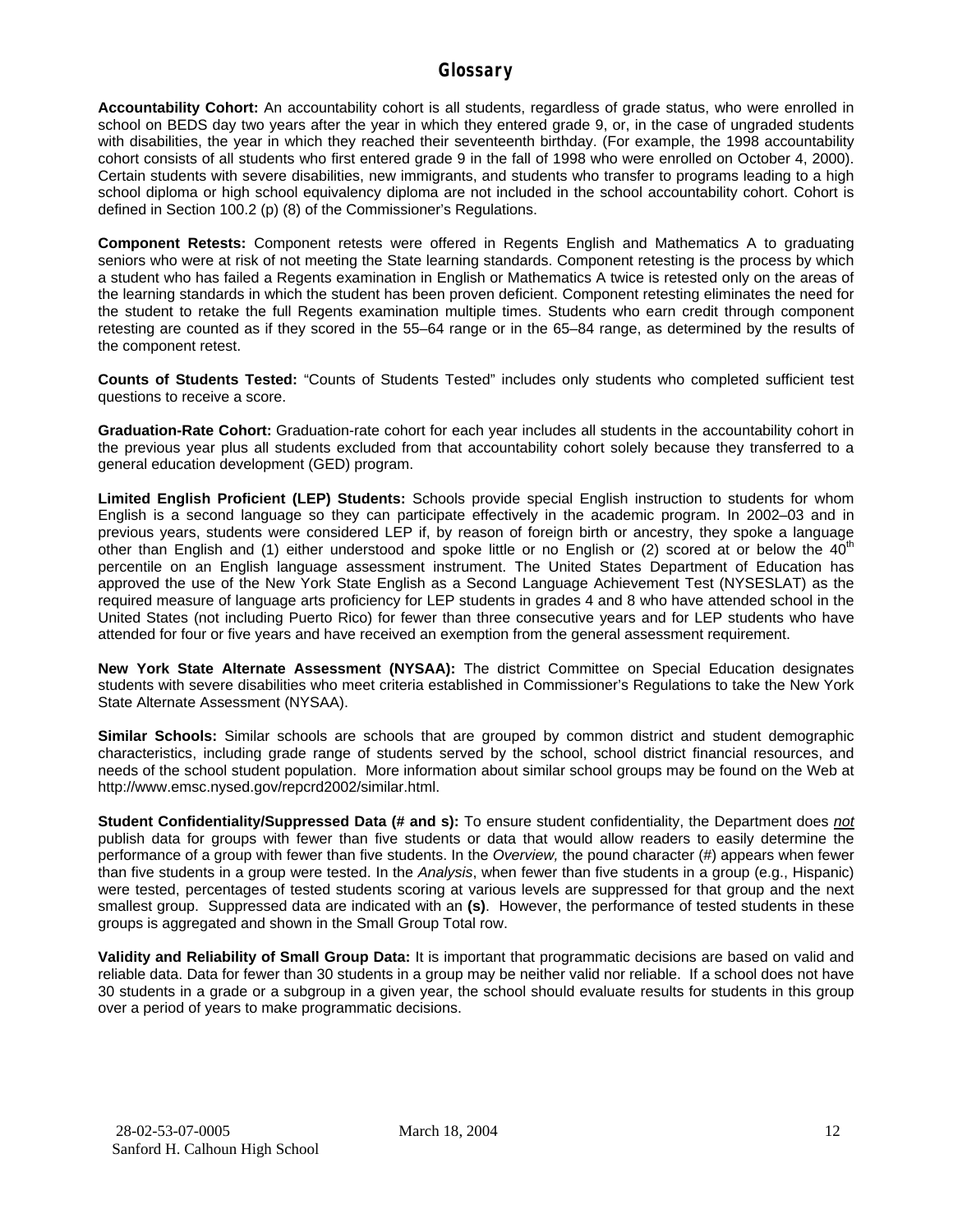# Glossary

**Accountability Cohort:** An accountability cohort is all students, regardless of grade status, who were enrolled in school on BEDS day two years after the year in which they entered grade 9, or, in the case of ungraded students with disabilities, the year in which they reached their seventeenth birthday. (For example, the 1998 accountability cohort consists of all students who first entered grade 9 in the fall of 1998 who were enrolled on October 4, 2000). Certain students with severe disabilities, new immigrants, and students who transfer to programs leading to a high school diploma or high school equivalency diploma are not included in the school accountability cohort. Cohort is defined in Section 100.2 (p) (8) of the Commissioner's Regulations.

**Component Retests:** Component retests were offered in Regents English and Mathematics A to graduating seniors who were at risk of not meeting the State learning standards. Component retesting is the process by which a student who has failed a Regents examination in English or Mathematics A twice is retested only on the areas of the learning standards in which the student has been proven deficient. Component retesting eliminates the need for the student to retake the full Regents examination multiple times. Students who earn credit through component retesting are counted as if they scored in the 55–64 range or in the 65–84 range, as determined by the results of the component retest.

**Counts of Students Tested:** "Counts of Students Tested" includes only students who completed sufficient test questions to receive a score.

**Graduation-Rate Cohort:** Graduation-rate cohort for each year includes all students in the accountability cohort in the previous year plus all students excluded from that accountability cohort solely because they transferred to a general education development (GED) program.

**Limited English Proficient (LEP) Students:** Schools provide special English instruction to students for whom English is a second language so they can participate effectively in the academic program. In 2002–03 and in previous years, students were considered LEP if, by reason of foreign birth or ancestry, they spoke a language other than English and (1) either understood and spoke little or no English or (2) scored at or below the 40th percentile on an English language assessment instrument. The United States Department of Education has approved the use of the New York State English as a Second Language Achievement Test (NYSESLAT) as the required measure of language arts proficiency for LEP students in grades 4 and 8 who have attended school in the United States (not including Puerto Rico) for fewer than three consecutive years and for LEP students who have attended for four or five years and have received an exemption from the general assessment requirement.

**New York State Alternate Assessment (NYSAA):** The district Committee on Special Education designates students with severe disabilities who meet criteria established in Commissioner's Regulations to take the New York State Alternate Assessment (NYSAA).

**Similar Schools:** Similar schools are schools that are grouped by common district and student demographic characteristics, including grade range of students served by the school, school district financial resources, and needs of the school student population. More information about similar school groups may be found on the Web at http://www.emsc.nysed.gov/repcrd2002/similar.html.

**Student Confidentiality/Suppressed Data (# and s):** To ensure student confidentiality, the Department does *not* publish data for groups with fewer than five students or data that would allow readers to easily determine the performance of a group with fewer than five students. In the *Overview,* the pound character (#) appears when fewer than five students in a group were tested. In the *Analysis*, when fewer than five students in a group (e.g., Hispanic) were tested, percentages of tested students scoring at various levels are suppressed for that group and the next smallest group. Suppressed data are indicated with an **(s)**. However, the performance of tested students in these groups is aggregated and shown in the Small Group Total row.

**Validity and Reliability of Small Group Data:** It is important that programmatic decisions are based on valid and reliable data. Data for fewer than 30 students in a group may be neither valid nor reliable. If a school does not have 30 students in a grade or a subgroup in a given year, the school should evaluate results for students in this group over a period of years to make programmatic decisions.